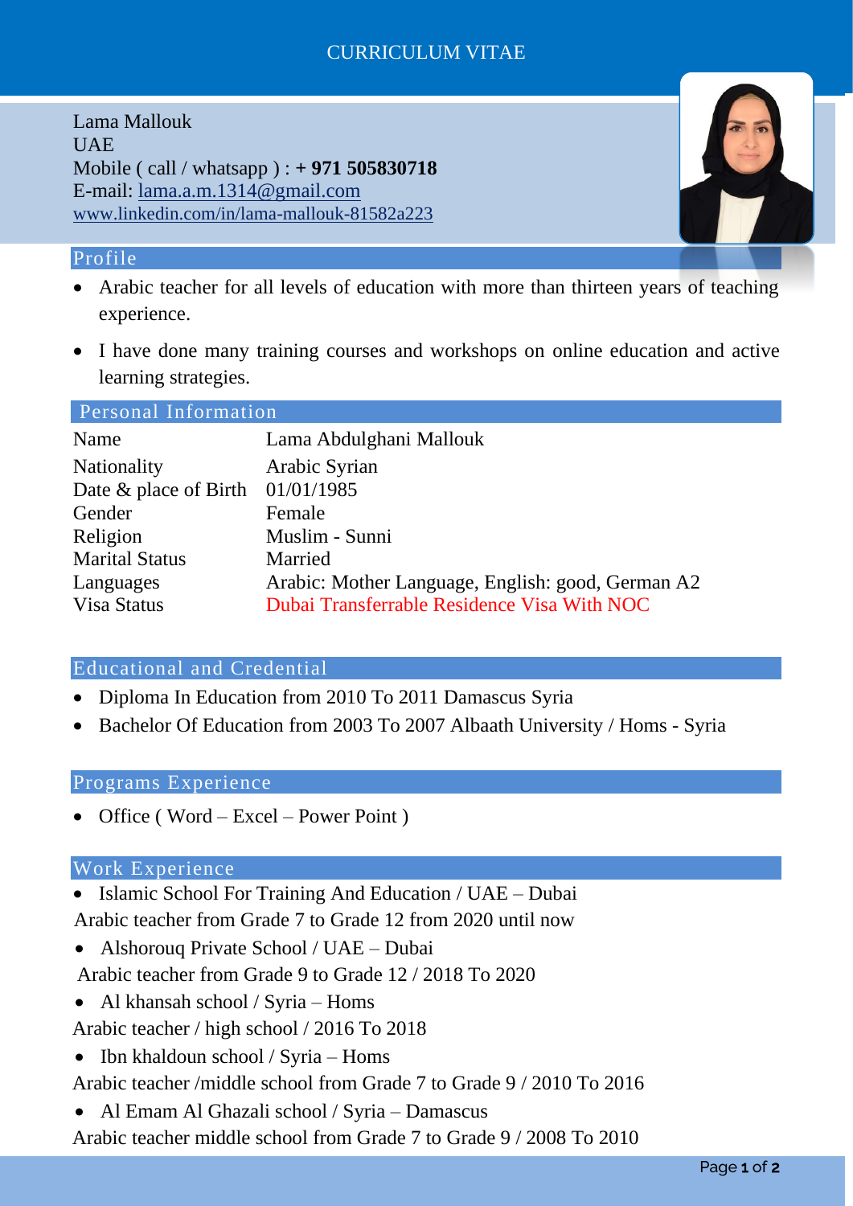# CURRICULUM VITAE

Lama Mallouk
UAE
Mobile ( call / whatsapp ) : **+ 971 505830718**
E-mail: lama.a.m.1314@gmail.com
www.linkedin.com/in/lama-mallouk-81582a223

## Profile

- Arabic teacher for all levels of education with more than thirteen years of teaching experience.
- I have done many training courses and workshops on online education and active learning strategies.

## Personal Information

| | |
|---|---|
| Name | Lama Abdulghani Mallouk |
| Nationality | Arabic Syrian |
| Date & place of Birth | 01/01/1985 |
| Gender | Female |
| Religion | Muslim - Sunni |
| Marital Status | Married |
| Languages | Arabic: Mother Language, English: good, German A2 |
| Visa Status | Dubai Transferrable Residence Visa With NOC |

## Educational and Credential

- Diploma In Education from 2010 To 2011 Damascus Syria
- Bachelor Of Education from 2003 To 2007 Albaath University / Homs - Syria

## Programs Experience

- Office ( Word – Excel – Power Point )

## Work Experience

- Islamic School For Training And Education / UAE – Dubai

Arabic teacher from Grade 7 to Grade 12 from 2020 until now

- Alshorouq Private School / UAE – Dubai

Arabic teacher from Grade 9 to Grade 12 / 2018 To 2020

- Al khansah school / Syria – Homs

Arabic teacher / high school / 2016 To 2018

- Ibn khaldoun school / Syria – Homs

Arabic teacher /middle school from Grade 7 to Grade 9 / 2010 To 2016

- Al Emam Al Ghazali school / Syria – Damascus

Arabic teacher middle school from Grade 7 to Grade 9 / 2008 To 2010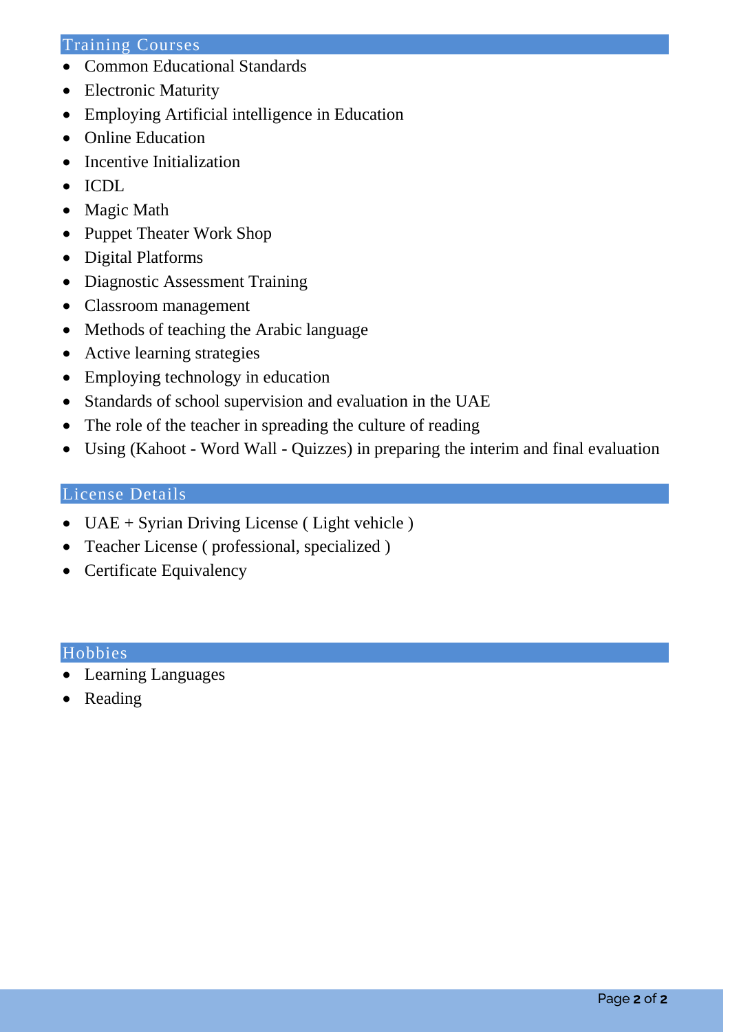## Training Courses

- Common Educational Standards
- Electronic Maturity
- Employing Artificial intelligence in Education
- Online Education
- Incentive Initialization
- ICDL
- Magic Math
- Puppet Theater Work Shop
- Digital Platforms
- Diagnostic Assessment Training
- Classroom management
- Methods of teaching the Arabic language
- Active learning strategies
- Employing technology in education
- Standards of school supervision and evaluation in the UAE
- The role of the teacher in spreading the culture of reading
- Using (Kahoot - Word Wall - Quizzes) in preparing the interim and final evaluation

## License Details

- UAE + Syrian Driving License ( Light vehicle )
- Teacher License ( professional, specialized )
- Certificate Equivalency

## Hobbies

- Learning Languages
- Reading